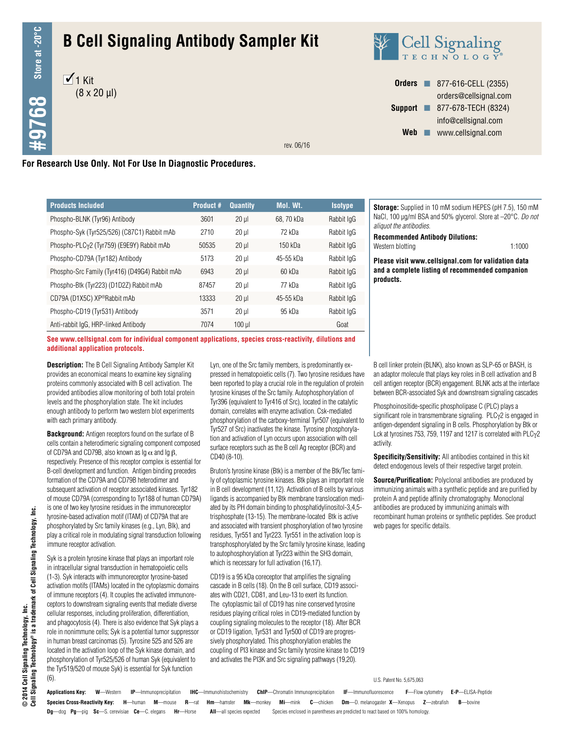# B Cell Signaling Antibody Sampler Kit

#9768 Store at -20°C

☑ 1 Kit
(8 x 20 µl)

**Orders** ■ 877-616-CELL (2355)
orders@cellsignal.com
**Support** ■ 877-678-TECH (8324)
info@cellsignal.com
**Web** ■ www.cellsignal.com

rev. 06/16

**For Research Use Only. Not For Use In Diagnostic Procedures.**

| Products Included | Product # | Quantity | Mol. Wt. | Isotype |
|---|---|---|---|---|
| Phospho-BLNK (Tyr96) Antibody | 3601 | 20 µl | 68, 70 kDa | Rabbit IgG |
| Phospho-Syk (Tyr525/526) (C87C1) Rabbit mAb | 2710 | 20 µl | 72 kDa | Rabbit IgG |
| Phospho-PLCγ2 (Tyr759) (E9E9Y) Rabbit mAb | 50535 | 20 µl | 150 kDa | Rabbit IgG |
| Phospho-CD79A (Tyr182) Antibody | 5173 | 20 µl | 45-55 kDa | Rabbit IgG |
| Phospho-Src Family (Tyr416) (D49G4) Rabbit mAb | 6943 | 20 µl | 60 kDa | Rabbit IgG |
| Phospho-Btk (Tyr223) (D1D2Z) Rabbit mAb | 87457 | 20 µl | 77 kDa | Rabbit IgG |
| CD79A (D1X5C) XP®Rabbit mAb | 13333 | 20 µl | 45-55 kDa | Rabbit IgG |
| Phospho-CD19 (Tyr531) Antibody | 3571 | 20 µl | 95 kDa | Rabbit IgG |
| Anti-rabbit IgG, HRP-linked Antibody | 7074 | 100 µl | | Goat |

**See www.cellsignal.com for individual component applications, species cross-reactivity, dilutions and additional application protocols.**

**Storage:** Supplied in 10 mM sodium HEPES (pH 7.5), 150 mM NaCl, 100 µg/ml BSA and 50% glycerol. Store at –20°C. *Do not aliquot the antibodies.*

**Recommended Antibody Dilutions:**
Western blotting 1:1000

**Please visit www.cellsignal.com for validation data and a complete listing of recommended companion products.**

**Description:** The B Cell Signaling Antibody Sampler Kit provides an economical means to examine key signaling proteins commonly associated with B cell activation. The provided antibodies allow monitoring of both total protein levels and the phosphorylation state. The kit includes enough antibody to perform two western blot experiments with each primary antibody.

**Background:** Antigen receptors found on the surface of B cells contain a heterodimeric signaling component composed of CD79A and CD79B, also known as Ig α and Ig β, respectively. Presence of this receptor complex is essential for B-cell development and function. Antigen binding precedes formation of the CD79A and CD79B heterodimer and subsequent activation of receptor associated kinases. Tyr182 of mouse CD79A (corresponding to Tyr188 of human CD79A) is one of two key tyrosine residues in the immunoreceptor tyrosine-based activation motif (ITAM) of CD79A that are phosphorylated by Src family kinases (e.g., Lyn, Blk), and play a critical role in modulating signal transduction following immune receptor activation.

Syk is a protein tyrosine kinase that plays an important role in intracellular signal transduction in hematopoietic cells (1-3). Syk interacts with immunoreceptor tyrosine-based activation motifs (ITAMs) located in the cytoplasmic domains of immune receptors (4). It couples the activated immunoreceptors to downstream signaling events that mediate diverse cellular responses, including proliferation, differentiation, and phagocytosis (4). There is also evidence that Syk plays a role in nonimmune cells; Syk is a potential tumor suppressor in human breast carcinomas (5). Tyrosine 525 and 526 are located in the activation loop of the Syk kinase domain, and phosphorylation of Tyr525/526 of human Syk (equivalent to the Tyr519/520 of mouse Syk) is essential for Syk function (6).

Lyn, one of the Src family members, is predominantly expressed in hematopoietic cells (7). Two tyrosine residues have been reported to play a crucial role in the regulation of protein tyrosine kinases of the Src family. Autophosphorylation of Tyr396 (equivalent to Tyr416 of Src), located in the catalytic domain, correlates with enzyme activation. Csk-mediated phosphorylation of the carboxy-terminal Tyr507 (equivalent to Tyr527 of Src) inactivates the kinase. Tyrosine phosphorylation and activation of Lyn occurs upon association with cell surface receptors such as the B cell Ag receptor (BCR) and CD40 (8-10).

Bruton's tyrosine kinase (Btk) is a member of the Btk/Tec family of cytoplasmic tyrosine kinases. Btk plays an important role in B cell development (11,12). Activation of B cells by various ligands is accompanied by Btk membrane translocation mediated by its PH domain binding to phosphatidylinositol-3,4,5-trisphosphate (13-15). The membrane-located Btk is active and associated with transient phosphorylation of two tyrosine residues, Tyr551 and Tyr223. Tyr551 in the activation loop is transphosphorylated by the Src family tyrosine kinase, leading to autophosphorylation at Tyr223 within the SH3 domain, which is necessary for full activation (16,17).

CD19 is a 95 kDa coreceptor that amplifies the signaling cascade in B cells (18). On the B cell surface, CD19 associates with CD21, CD81, and Leu-13 to exert its function. The cytoplasmic tail of CD19 has nine conserved tyrosine residues playing critical roles in CD19-mediated function by coupling signaling molecules to the receptor (18). After BCR or CD19 ligation, Tyr531 and Tyr500 of CD19 are progressively phosphorylated. This phosphorylation enables the coupling of PI3 kinase and Src family tyrosine kinase to CD19 and activates the PI3K and Src signaling pathways (19,20).

B cell linker protein (BLNK), also known as SLP-65 or BASH, is an adaptor molecule that plays key roles in B cell activation and B cell antigen receptor (BCR) engagement. BLNK acts at the interface between BCR-associated Syk and downstream signaling cascades

Phosphoinositide-specific phospholipase C (PLC) plays a significant role in transmembrane signaling. PLCγ2 is engaged in antigen-dependent signaling in B cells. Phosphorylation by Btk or Lck at tyrosines 753, 759, 1197 and 1217 is correlated with PLCγ2 activity.

**Specificity/Sensitivity:** All antibodies contained in this kit detect endogenous levels of their respective target protein.

**Source/Purification:** Polyclonal antibodies are produced by immunizing animals with a synthetic peptide and are purified by protein A and peptide affinity chromatography. Monoclonal antibodies are produced by immunizing animals with recombinant human proteins or synthetic peptides. See product web pages for specific details.

U.S. Patent No. 5,675,063

**Applications Key:** **W**—Western **IP**—Immunoprecipitation **IHC**—Immunohistochemistry **ChIP**—Chromatin Immunoprecipitation **IF**—Immunofluorescence **F**—Flow cytometry **E-P**—ELISA-Peptide

**Species Cross-Reactivity Key:** **H**—human **M**—mouse **R**—rat **Hm**—hamster **Mk**—monkey **Mi**—mink **C**—chicken **Dm**—D. melanogaster **X**—Xenopus **Z**—zebrafish **B**—bovine **Dg**—dog **Pg**—pig **Sc**—S. cerevisiae **Ce**—C. elegans **Hr**—Horse **All**—all species expected Species enclosed in parentheses are predicted to react based on 100% homology.

© 2014 Cell Signaling Technology, Inc.
Cell Signaling Technology® is a trademark of Cell Signaling Technology, Inc.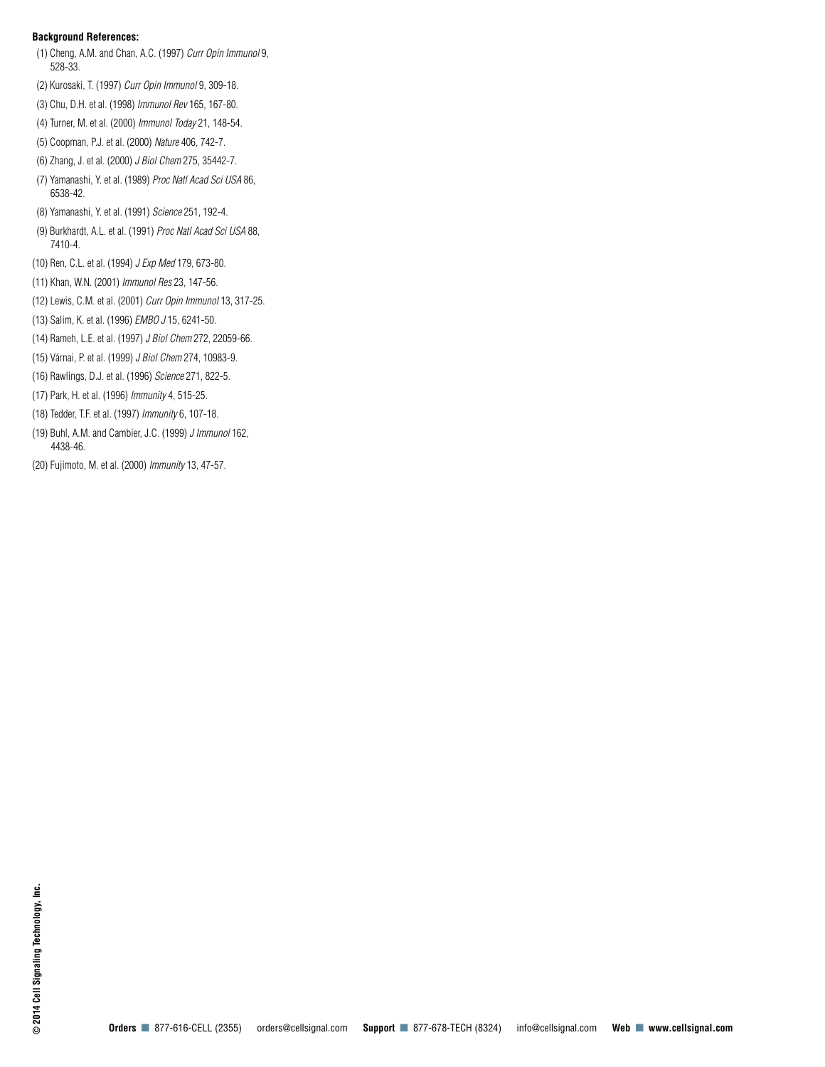**Background References:**

(1) Cheng, A.M. and Chan, A.C. (1997) *Curr Opin Immunol* 9, 528-33.

(2) Kurosaki, T. (1997) *Curr Opin Immunol* 9, 309-18.

(3) Chu, D.H. et al. (1998) *Immunol Rev* 165, 167-80.

(4) Turner, M. et al. (2000) *Immunol Today* 21, 148-54.

(5) Coopman, P.J. et al. (2000) *Nature* 406, 742-7.

(6) Zhang, J. et al. (2000) *J Biol Chem* 275, 35442-7.

(7) Yamanashi, Y. et al. (1989) *Proc Natl Acad Sci USA* 86, 6538-42.

(8) Yamanashi, Y. et al. (1991) *Science* 251, 192-4.

(9) Burkhardt, A.L. et al. (1991) *Proc Natl Acad Sci USA* 88, 7410-4.

(10) Ren, C.L. et al. (1994) *J Exp Med* 179, 673-80.

(11) Khan, W.N. (2001) *Immunol Res* 23, 147-56.

(12) Lewis, C.M. et al. (2001) *Curr Opin Immunol* 13, 317-25.

(13) Salim, K. et al. (1996) *EMBO J* 15, 6241-50.

(14) Rameh, L.E. et al. (1997) *J Biol Chem* 272, 22059-66.

(15) Várnai, P. et al. (1999) *J Biol Chem* 274, 10983-9.

(16) Rawlings, D.J. et al. (1996) *Science* 271, 822-5.

(17) Park, H. et al. (1996) *Immunity* 4, 515-25.

(18) Tedder, T.F. et al. (1997) *Immunity* 6, 107-18.

(19) Buhl, A.M. and Cambier, J.C. (1999) *J Immunol* 162, 4438-46.

(20) Fujimoto, M. et al. (2000) *Immunity* 13, 47-57.

© 2014 Cell Signaling Technology, Inc.

**Orders** ■ 877-616-CELL (2355) orders@cellsignal.com **Support** ■ 877-678-TECH (8324) info@cellsignal.com **Web** ■ **www.cellsignal.com**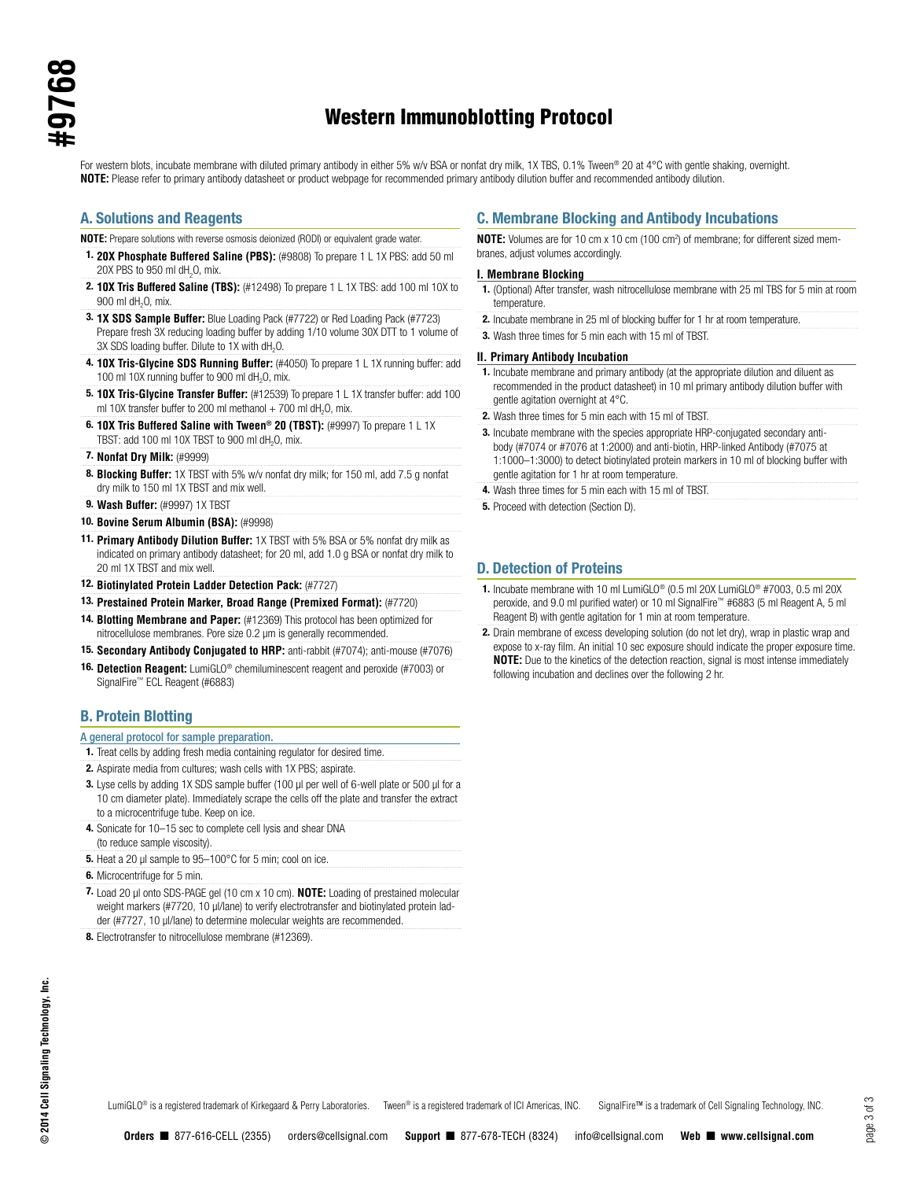# Western Immunoblotting Protocol

For western blots, incubate membrane with diluted primary antibody in either 5% w/v BSA or nonfat dry milk, 1X TBS, 0.1% Tween® 20 at 4°C with gentle shaking, overnight.
**NOTE:** Please refer to primary antibody datasheet or product webpage for recommended primary antibody dilution buffer and recommended antibody dilution.

## A. Solutions and Reagents

**NOTE:** Prepare solutions with reverse osmosis deionized (RODI) or equivalent grade water.

1. **20X Phosphate Buffered Saline (PBS):** (#9808) To prepare 1 L 1X PBS: add 50 ml 20X PBS to 950 ml $dH_2O$, mix.
2. **10X Tris Buffered Saline (TBS):** (#12498) To prepare 1 L 1X TBS: add 100 ml 10X to 900 ml $dH_2O$, mix.
3. **1X SDS Sample Buffer:** Blue Loading Pack (#7722) or Red Loading Pack (#7723) Prepare fresh 3X reducing loading buffer by adding 1/10 volume 30X DTT to 1 volume of 3X SDS loading buffer. Dilute to 1X with $dH_2O$.
4. **10X Tris-Glycine SDS Running Buffer:** (#4050) To prepare 1 L 1X running buffer: add 100 ml 10X running buffer to 900 ml $dH_2O$, mix.
5. **10X Tris-Glycine Transfer Buffer:** (#12539) To prepare 1 L 1X transfer buffer: add 100 ml 10X transfer buffer to 200 ml methanol + 700 ml $dH_2O$, mix.
6. **10X Tris Buffered Saline with Tween® 20 (TBST):** (#9997) To prepare 1 L 1X TBST: add 100 ml 10X TBST to 900 ml $dH_2O$, mix.
7. **Nonfat Dry Milk:** (#9999)
8. **Blocking Buffer:** 1X TBST with 5% w/v nonfat dry milk; for 150 ml, add 7.5 g nonfat dry milk to 150 ml 1X TBST and mix well.
9. **Wash Buffer:** (#9997) 1X TBST
10. **Bovine Serum Albumin (BSA):** (#9998)
11. **Primary Antibody Dilution Buffer:** 1X TBST with 5% BSA or 5% nonfat dry milk as indicated on primary antibody datasheet; for 20 ml, add 1.0 g BSA or nonfat dry milk to 20 ml 1X TBST and mix well.
12. **Biotinylated Protein Ladder Detection Pack:** (#7727)
13. **Prestained Protein Marker, Broad Range (Premixed Format):** (#7720)
14. **Blotting Membrane and Paper:** (#12369) This protocol has been optimized for nitrocellulose membranes. Pore size 0.2 µm is generally recommended.
15. **Secondary Antibody Conjugated to HRP:** anti-rabbit (#7074); anti-mouse (#7076)
16. **Detection Reagent:** LumiGLO® chemiluminescent reagent and peroxide (#7003) or SignalFire™ ECL Reagent (#6883)

## B. Protein Blotting

A general protocol for sample preparation.

1. Treat cells by adding fresh media containing regulator for desired time.
2. Aspirate media from cultures; wash cells with 1X PBS; aspirate.
3. Lyse cells by adding 1X SDS sample buffer (100 µl per well of 6-well plate or 500 µl for a 10 cm diameter plate). Immediately scrape the cells off the plate and transfer the extract to a microcentrifuge tube. Keep on ice.
4. Sonicate for 10–15 sec to complete cell lysis and shear DNA (to reduce sample viscosity).
5. Heat a 20 µl sample to 95–100°C for 5 min; cool on ice.
6. Microcentrifuge for 5 min.
7. Load 20 µl onto SDS-PAGE gel (10 cm x 10 cm). **NOTE:** Loading of prestained molecular weight markers (#7720, 10 µl/lane) to verify electrotransfer and biotinylated protein ladder (#7727, 10 µl/lane) to determine molecular weights are recommended.
8. Electrotransfer to nitrocellulose membrane (#12369).

## C. Membrane Blocking and Antibody Incubations

**NOTE:** Volumes are for 10 cm x 10 cm (100 cm$^2$) of membrane; for different sized membranes, adjust volumes accordingly.

### I. Membrane Blocking

1. (Optional) After transfer, wash nitrocellulose membrane with 25 ml TBS for 5 min at room temperature.
2. Incubate membrane in 25 ml of blocking buffer for 1 hr at room temperature.
3. Wash three times for 5 min each with 15 ml of TBST.

### II. Primary Antibody Incubation

1. Incubate membrane and primary antibody (at the appropriate dilution and diluent as recommended in the product datasheet) in 10 ml primary antibody dilution buffer with gentle agitation overnight at 4°C.
2. Wash three times for 5 min each with 15 ml of TBST.
3. Incubate membrane with the species appropriate HRP-conjugated secondary antibody (#7074 or #7076 at 1:2000) and anti-biotin, HRP-linked Antibody (#7075 at 1:1000–1:3000) to detect biotinylated protein markers in 10 ml of blocking buffer with gentle agitation for 1 hr at room temperature.
4. Wash three times for 5 min each with 15 ml of TBST.
5. Proceed with detection (Section D).

## D. Detection of Proteins

1. Incubate membrane with 10 ml LumiGLO® (0.5 ml 20X LumiGLO® #7003, 0.5 ml 20X peroxide, and 9.0 ml purified water) or 10 ml SignalFire™ #6883 (5 ml Reagent A, 5 ml Reagent B) with gentle agitation for 1 min at room temperature.
2. Drain membrane of excess developing solution (do not let dry), wrap in plastic wrap and expose to x-ray film. An initial 10 sec exposure should indicate the proper exposure time. **NOTE:** Due to the kinetics of the detection reaction, signal is most intense immediately following incubation and declines over the following 2 hr.

LumiGLO® is a registered trademark of Kirkegaard & Perry Laboratories. Tween® is a registered trademark of ICI Americas, INC. SignalFire™ is a trademark of Cell Signaling Technology, INC.